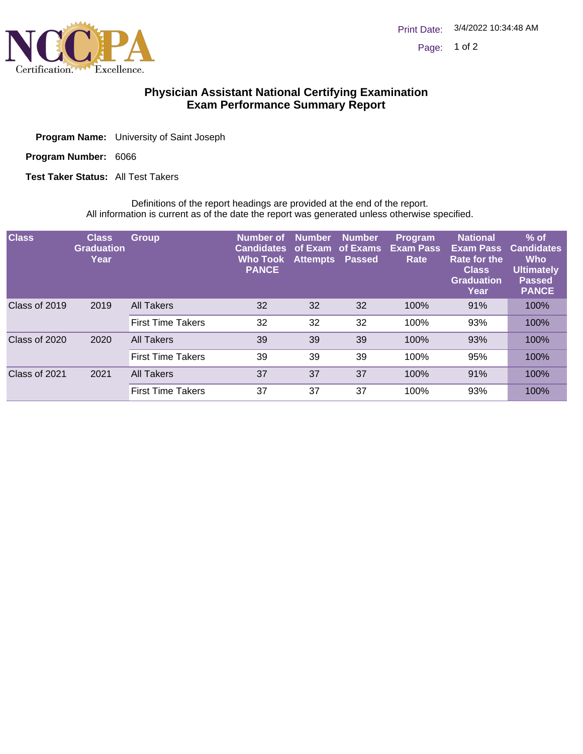# Physician Assistant National Certifying Examination
## Exam Performance Summary Report

**Program Name:** University of Saint Joseph

**Program Number:** 6066

**Test Taker Status:** All Test Takers

Definitions of the report headings are provided at the end of the report.
All information is current as of the date the report was generated unless otherwise specified.

| Class | Class Graduation Year | Group | Number of Candidates Who Took PANCE | Number of Exam Attempts | Number of Exams Passed | Program Exam Pass Rate | National Exam Pass Rate for the Class Graduation Year | % of Candidates Who Ultimately Passed PANCE |
|---|---|---|---|---|---|---|---|---|
| Class of 2019 | 2019 | All Takers | 32 | 32 | 32 | 100% | 91% | 100% |
| | | First Time Takers | 32 | 32 | 32 | 100% | 93% | 100% |
| Class of 2020 | 2020 | All Takers | 39 | 39 | 39 | 100% | 93% | 100% |
| | | First Time Takers | 39 | 39 | 39 | 100% | 95% | 100% |
| Class of 2021 | 2021 | All Takers | 37 | 37 | 37 | 100% | 91% | 100% |
| | | First Time Takers | 37 | 37 | 37 | 100% | 93% | 100% |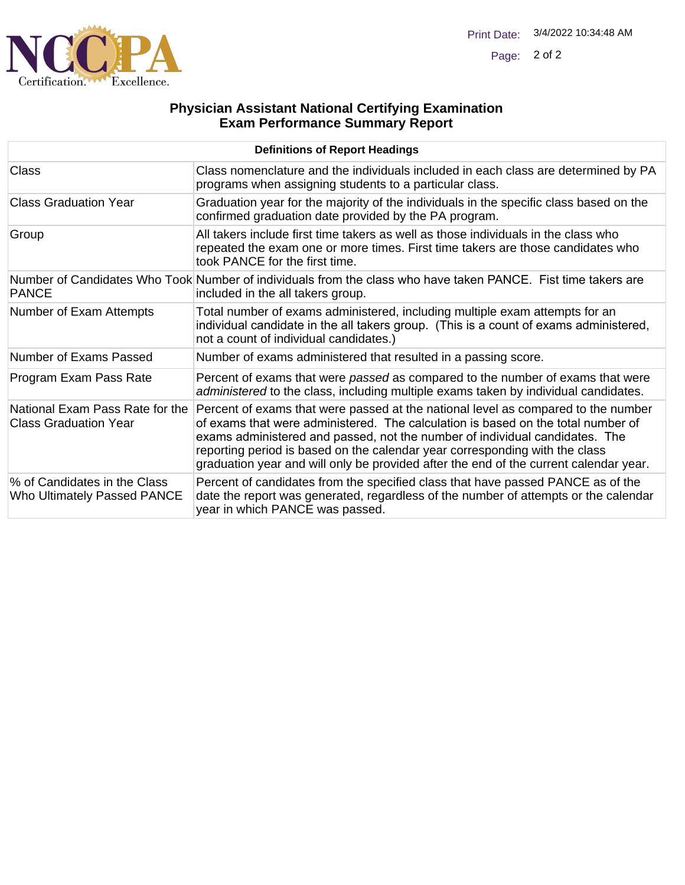# Physician Assistant National Certifying Examination
## Exam Performance Summary Report

| Definitions of Report Headings | |
|---|---|
| Class | Class nomenclature and the individuals included in each class are determined by PA programs when assigning students to a particular class. |
| Class Graduation Year | Graduation year for the majority of the individuals in the specific class based on the confirmed graduation date provided by the PA program. |
| Group | All takers include first time takers as well as those individuals in the class who repeated the exam one or more times. First time takers are those candidates who took PANCE for the first time. |
| Number of Candidates Who Took PANCE | Number of individuals from the class who have taken PANCE. Fist time takers are included in the all takers group. |
| Number of Exam Attempts | Total number of exams administered, including multiple exam attempts for an individual candidate in the all takers group. (This is a count of exams administered, not a count of individual candidates.) |
| Number of Exams Passed | Number of exams administered that resulted in a passing score. |
| Program Exam Pass Rate | Percent of exams that were *passed* as compared to the number of exams that were *administered* to the class, including multiple exams taken by individual candidates. |
| National Exam Pass Rate for the Class Graduation Year | Percent of exams that were passed at the national level as compared to the number of exams that were administered. The calculation is based on the total number of exams administered and passed, not the number of individual candidates. The reporting period is based on the calendar year corresponding with the class graduation year and will only be provided after the end of the current calendar year. |
| % of Candidates in the Class Who Ultimately Passed PANCE | Percent of candidates from the specified class that have passed PANCE as of the date the report was generated, regardless of the number of attempts or the calendar year in which PANCE was passed. |